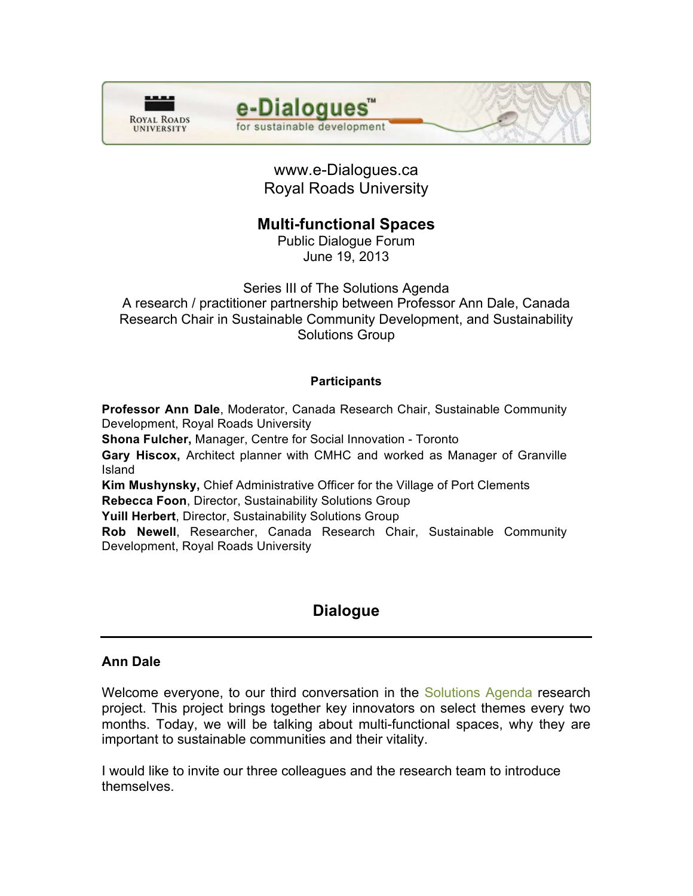www.e-Dialogues.ca
Royal Roads University

# Multi-functional Spaces

Public Dialogue Forum
June 19, 2013

Series III of The Solutions Agenda
A research / practitioner partnership between Professor Ann Dale, Canada Research Chair in Sustainable Community Development, and Sustainability Solutions Group

### Participants

**Professor Ann Dale**, Moderator, Canada Research Chair, Sustainable Community Development, Royal Roads University
**Shona Fulcher,** Manager, Centre for Social Innovation - Toronto
**Gary Hiscox,** Architect planner with CMHC and worked as Manager of Granville Island
**Kim Mushynsky,** Chief Administrative Officer for the Village of Port Clements
**Rebecca Foon**, Director, Sustainability Solutions Group
**Yuill Herbert**, Director, Sustainability Solutions Group
**Rob Newell**, Researcher, Canada Research Chair, Sustainable Community Development, Royal Roads University

## Dialogue

### Ann Dale

Welcome everyone, to our third conversation in the Solutions Agenda research project. This project brings together key innovators on select themes every two months. Today, we will be talking about multi-functional spaces, why they are important to sustainable communities and their vitality.

I would like to invite our three colleagues and the research team to introduce themselves.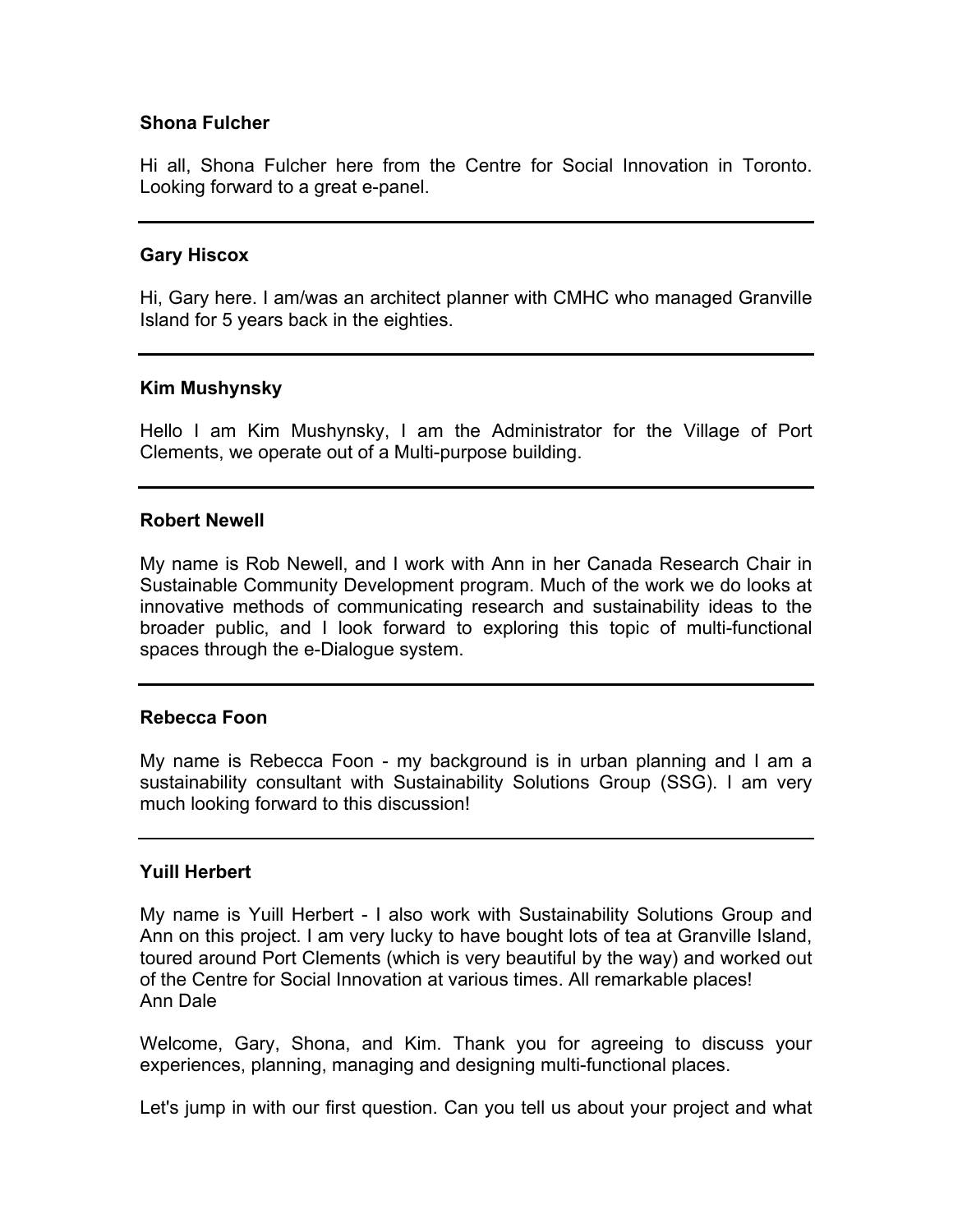**Shona Fulcher**

Hi all, Shona Fulcher here from the Centre for Social Innovation in Toronto. Looking forward to a great e-panel.

---

**Gary Hiscox**

Hi, Gary here. I am/was an architect planner with CMHC who managed Granville Island for 5 years back in the eighties.

---

**Kim Mushynsky**

Hello I am Kim Mushynsky, I am the Administrator for the Village of Port Clements, we operate out of a Multi-purpose building.

---

**Robert Newell**

My name is Rob Newell, and I work with Ann in her Canada Research Chair in Sustainable Community Development program. Much of the work we do looks at innovative methods of communicating research and sustainability ideas to the broader public, and I look forward to exploring this topic of multi-functional spaces through the e-Dialogue system.

---

**Rebecca Foon**

My name is Rebecca Foon - my background is in urban planning and I am a sustainability consultant with Sustainability Solutions Group (SSG). I am very much looking forward to this discussion!

---

**Yuill Herbert**

My name is Yuill Herbert - I also work with Sustainability Solutions Group and Ann on this project. I am very lucky to have bought lots of tea at Granville Island, toured around Port Clements (which is very beautiful by the way) and worked out of the Centre for Social Innovation at various times. All remarkable places!
Ann Dale

Welcome, Gary, Shona, and Kim. Thank you for agreeing to discuss your experiences, planning, managing and designing multi-functional places.

Let's jump in with our first question. Can you tell us about your project and what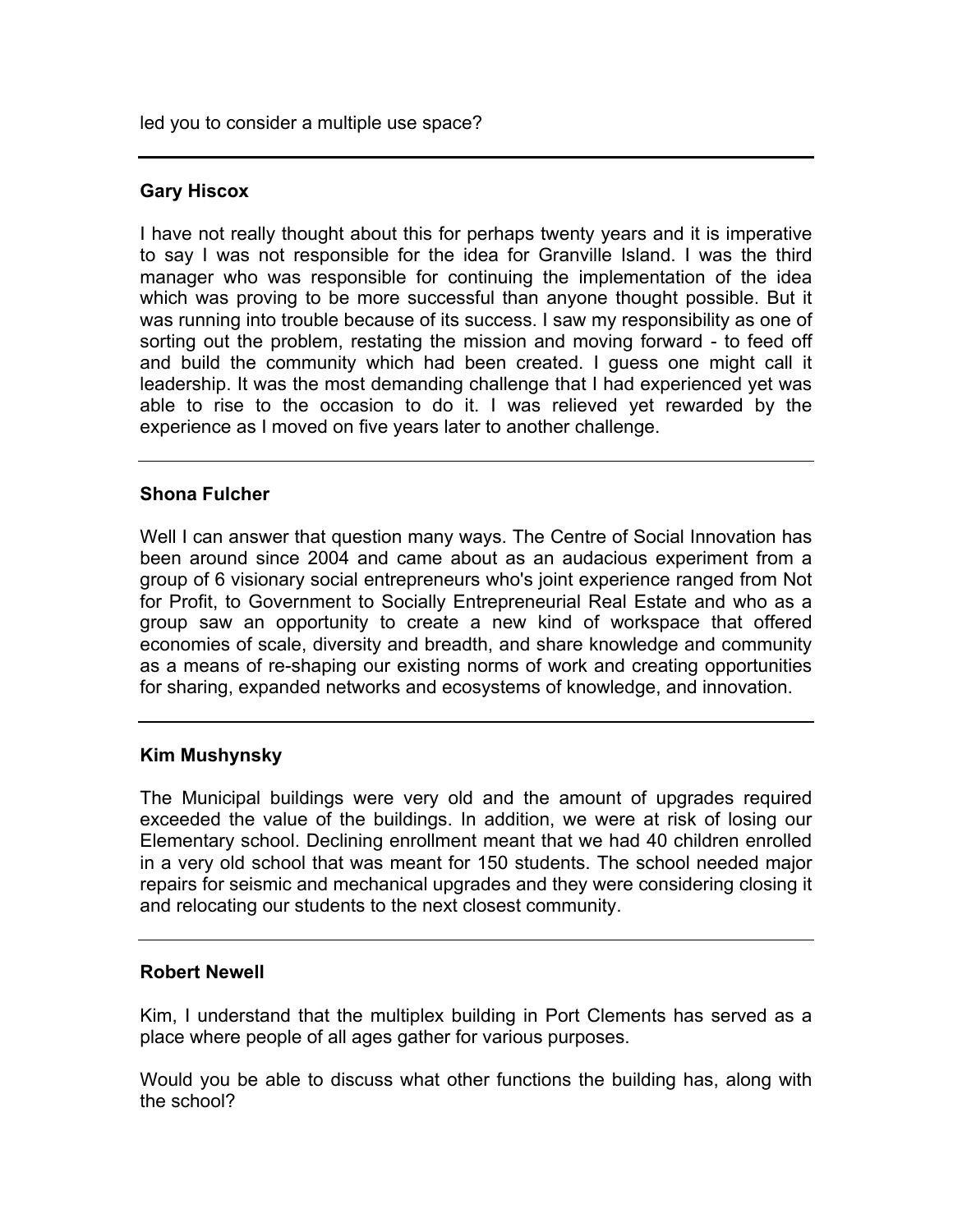led you to consider a multiple use space?

---

**Gary Hiscox**

I have not really thought about this for perhaps twenty years and it is imperative to say I was not responsible for the idea for Granville Island. I was the third manager who was responsible for continuing the implementation of the idea which was proving to be more successful than anyone thought possible. But it was running into trouble because of its success. I saw my responsibility as one of sorting out the problem, restating the mission and moving forward - to feed off and build the community which had been created. I guess one might call it leadership. It was the most demanding challenge that I had experienced yet was able to rise to the occasion to do it. I was relieved yet rewarded by the experience as I moved on five years later to another challenge.

---

**Shona Fulcher**

Well I can answer that question many ways. The Centre of Social Innovation has been around since 2004 and came about as an audacious experiment from a group of 6 visionary social entrepreneurs who's joint experience ranged from Not for Profit, to Government to Socially Entrepreneurial Real Estate and who as a group saw an opportunity to create a new kind of workspace that offered economies of scale, diversity and breadth, and share knowledge and community as a means of re-shaping our existing norms of work and creating opportunities for sharing, expanded networks and ecosystems of knowledge, and innovation.

---

**Kim Mushynsky**

The Municipal buildings were very old and the amount of upgrades required exceeded the value of the buildings. In addition, we were at risk of losing our Elementary school. Declining enrollment meant that we had 40 children enrolled in a very old school that was meant for 150 students. The school needed major repairs for seismic and mechanical upgrades and they were considering closing it and relocating our students to the next closest community.

---

**Robert Newell**

Kim, I understand that the multiplex building in Port Clements has served as a place where people of all ages gather for various purposes.

Would you be able to discuss what other functions the building has, along with the school?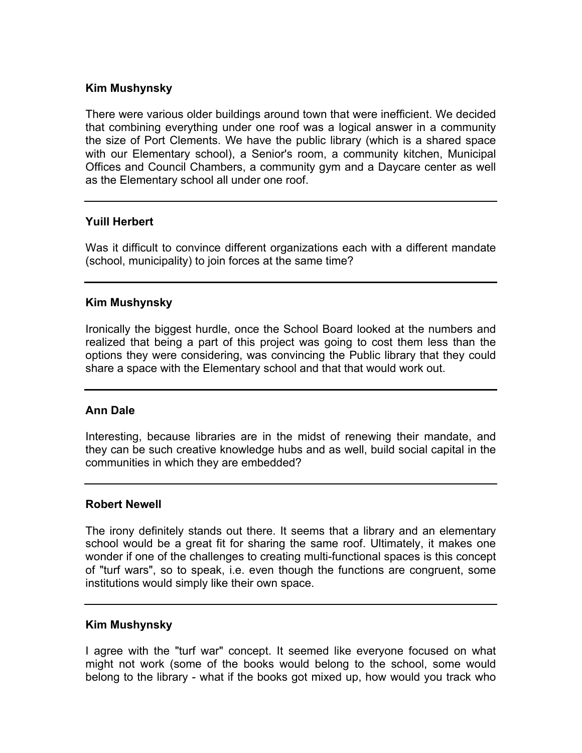**Kim Mushynsky**

There were various older buildings around town that were inefficient. We decided that combining everything under one roof was a logical answer in a community the size of Port Clements. We have the public library (which is a shared space with our Elementary school), a Senior's room, a community kitchen, Municipal Offices and Council Chambers, a community gym and a Daycare center as well as the Elementary school all under one roof.

---

**Yuill Herbert**

Was it difficult to convince different organizations each with a different mandate (school, municipality) to join forces at the same time?

---

**Kim Mushynsky**

Ironically the biggest hurdle, once the School Board looked at the numbers and realized that being a part of this project was going to cost them less than the options they were considering, was convincing the Public library that they could share a space with the Elementary school and that that would work out.

---

**Ann Dale**

Interesting, because libraries are in the midst of renewing their mandate, and they can be such creative knowledge hubs and as well, build social capital in the communities in which they are embedded?

---

**Robert Newell**

The irony definitely stands out there. It seems that a library and an elementary school would be a great fit for sharing the same roof. Ultimately, it makes one wonder if one of the challenges to creating multi-functional spaces is this concept of "turf wars", so to speak, i.e. even though the functions are congruent, some institutions would simply like their own space.

---

**Kim Mushynsky**

I agree with the "turf war" concept. It seemed like everyone focused on what might not work (some of the books would belong to the school, some would belong to the library - what if the books got mixed up, how would you track who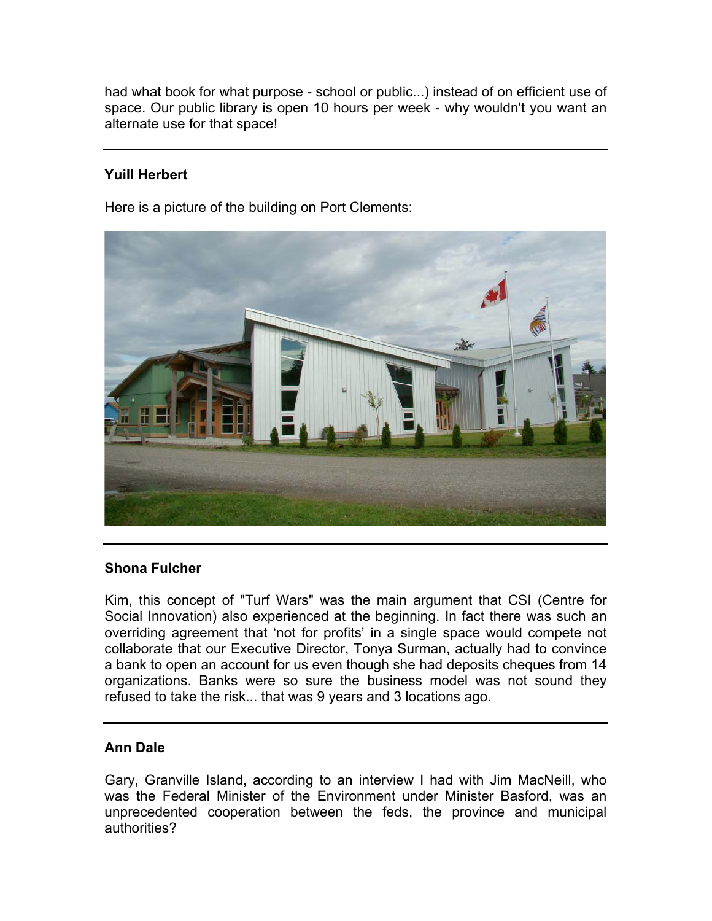had what book for what purpose - school or public...) instead of on efficient use of space. Our public library is open 10 hours per week - why wouldn't you want an alternate use for that space!

---

**Yuill Herbert**

Here is a picture of the building on Port Clements:

---

**Shona Fulcher**

Kim, this concept of "Turf Wars" was the main argument that CSI (Centre for Social Innovation) also experienced at the beginning. In fact there was such an overriding agreement that 'not for profits' in a single space would compete not collaborate that our Executive Director, Tonya Surman, actually had to convince a bank to open an account for us even though she had deposits cheques from 14 organizations. Banks were so sure the business model was not sound they refused to take the risk... that was 9 years and 3 locations ago.

---

**Ann Dale**

Gary, Granville Island, according to an interview I had with Jim MacNeill, who was the Federal Minister of the Environment under Minister Basford, was an unprecedented cooperation between the feds, the province and municipal authorities?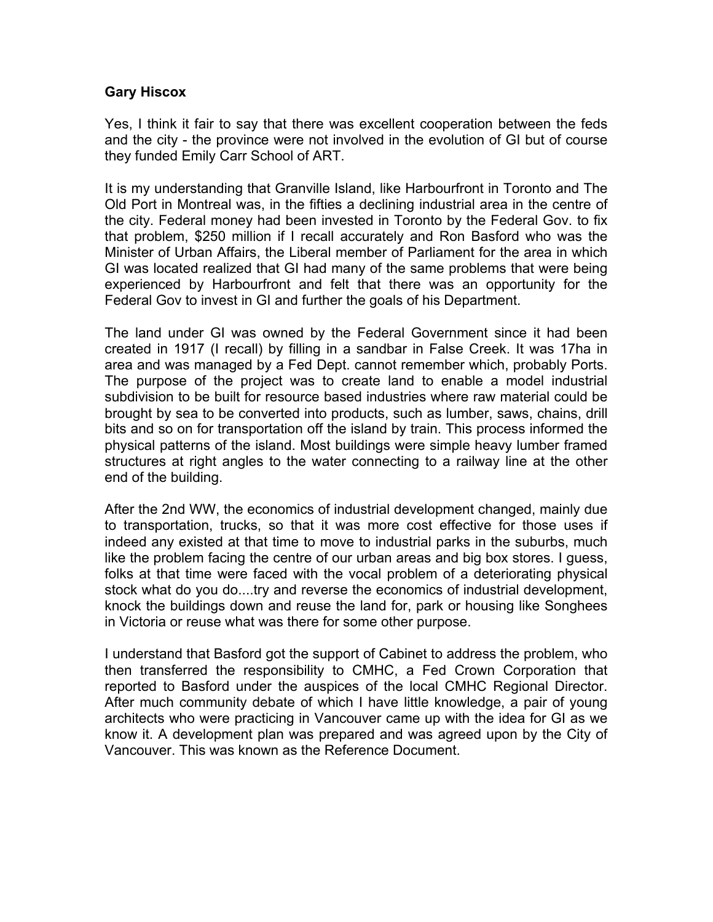**Gary Hiscox**

Yes, I think it fair to say that there was excellent cooperation between the feds and the city - the province were not involved in the evolution of GI but of course they funded Emily Carr School of ART.

It is my understanding that Granville Island, like Harbourfront in Toronto and The Old Port in Montreal was, in the fifties a declining industrial area in the centre of the city. Federal money had been invested in Toronto by the Federal Gov. to fix that problem, $250 million if I recall accurately and Ron Basford who was the Minister of Urban Affairs, the Liberal member of Parliament for the area in which GI was located realized that GI had many of the same problems that were being experienced by Harbourfront and felt that there was an opportunity for the Federal Gov to invest in GI and further the goals of his Department.

The land under GI was owned by the Federal Government since it had been created in 1917 (I recall) by filling in a sandbar in False Creek. It was 17ha in area and was managed by a Fed Dept. cannot remember which, probably Ports. The purpose of the project was to create land to enable a model industrial subdivision to be built for resource based industries where raw material could be brought by sea to be converted into products, such as lumber, saws, chains, drill bits and so on for transportation off the island by train. This process informed the physical patterns of the island. Most buildings were simple heavy lumber framed structures at right angles to the water connecting to a railway line at the other end of the building.

After the 2nd WW, the economics of industrial development changed, mainly due to transportation, trucks, so that it was more cost effective for those uses if indeed any existed at that time to move to industrial parks in the suburbs, much like the problem facing the centre of our urban areas and big box stores. I guess, folks at that time were faced with the vocal problem of a deteriorating physical stock what do you do....try and reverse the economics of industrial development, knock the buildings down and reuse the land for, park or housing like Songhees in Victoria or reuse what was there for some other purpose.

I understand that Basford got the support of Cabinet to address the problem, who then transferred the responsibility to CMHC, a Fed Crown Corporation that reported to Basford under the auspices of the local CMHC Regional Director. After much community debate of which I have little knowledge, a pair of young architects who were practicing in Vancouver came up with the idea for GI as we know it. A development plan was prepared and was agreed upon by the City of Vancouver. This was known as the Reference Document.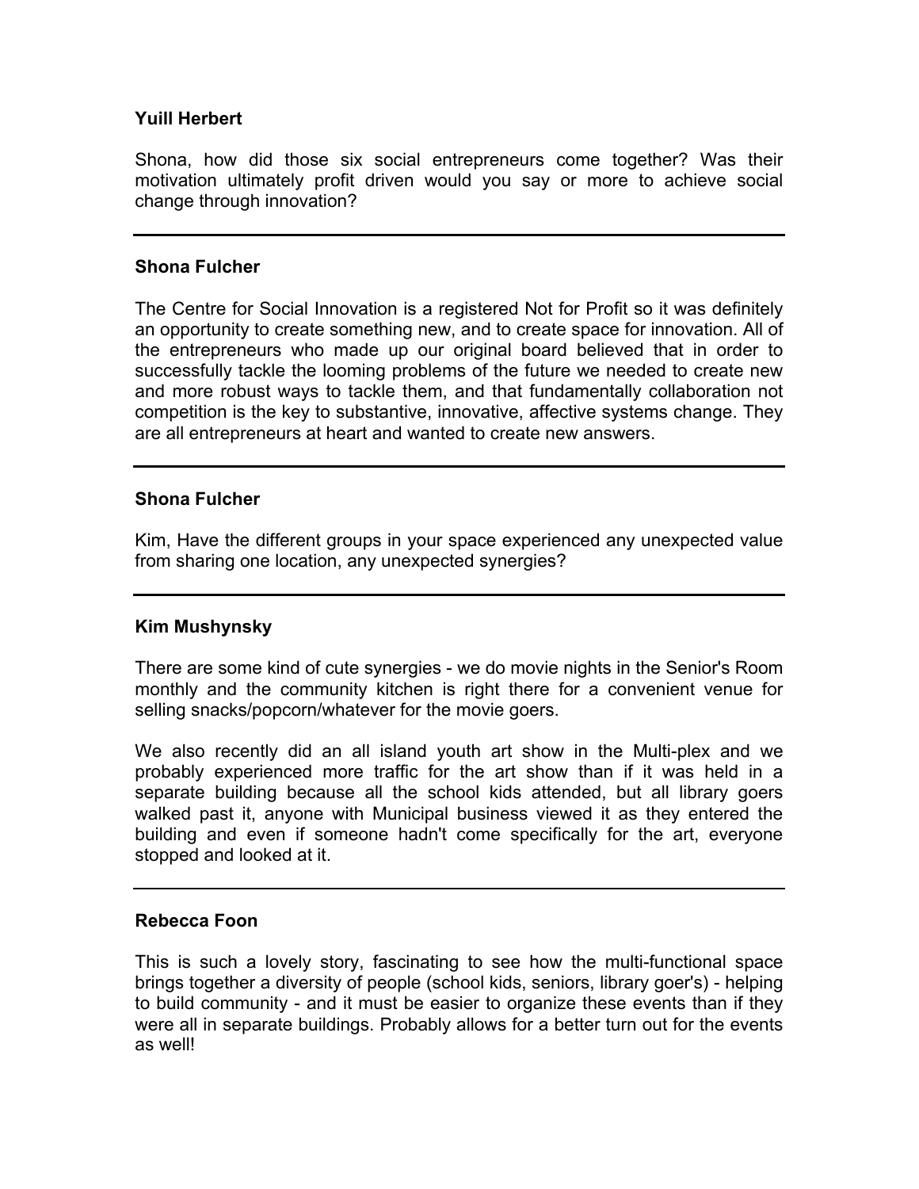**Yuill Herbert**

Shona, how did those six social entrepreneurs come together? Was their motivation ultimately profit driven would you say or more to achieve social change through innovation?

---

**Shona Fulcher**

The Centre for Social Innovation is a registered Not for Profit so it was definitely an opportunity to create something new, and to create space for innovation. All of the entrepreneurs who made up our original board believed that in order to successfully tackle the looming problems of the future we needed to create new and more robust ways to tackle them, and that fundamentally collaboration not competition is the key to substantive, innovative, affective systems change. They are all entrepreneurs at heart and wanted to create new answers.

---

**Shona Fulcher**

Kim, Have the different groups in your space experienced any unexpected value from sharing one location, any unexpected synergies?

---

**Kim Mushynsky**

There are some kind of cute synergies - we do movie nights in the Senior's Room monthly and the community kitchen is right there for a convenient venue for selling snacks/popcorn/whatever for the movie goers.

We also recently did an all island youth art show in the Multi-plex and we probably experienced more traffic for the art show than if it was held in a separate building because all the school kids attended, but all library goers walked past it, anyone with Municipal business viewed it as they entered the building and even if someone hadn't come specifically for the art, everyone stopped and looked at it.

---

**Rebecca Foon**

This is such a lovely story, fascinating to see how the multi-functional space brings together a diversity of people (school kids, seniors, library goer's) - helping to build community - and it must be easier to organize these events than if they were all in separate buildings. Probably allows for a better turn out for the events as well!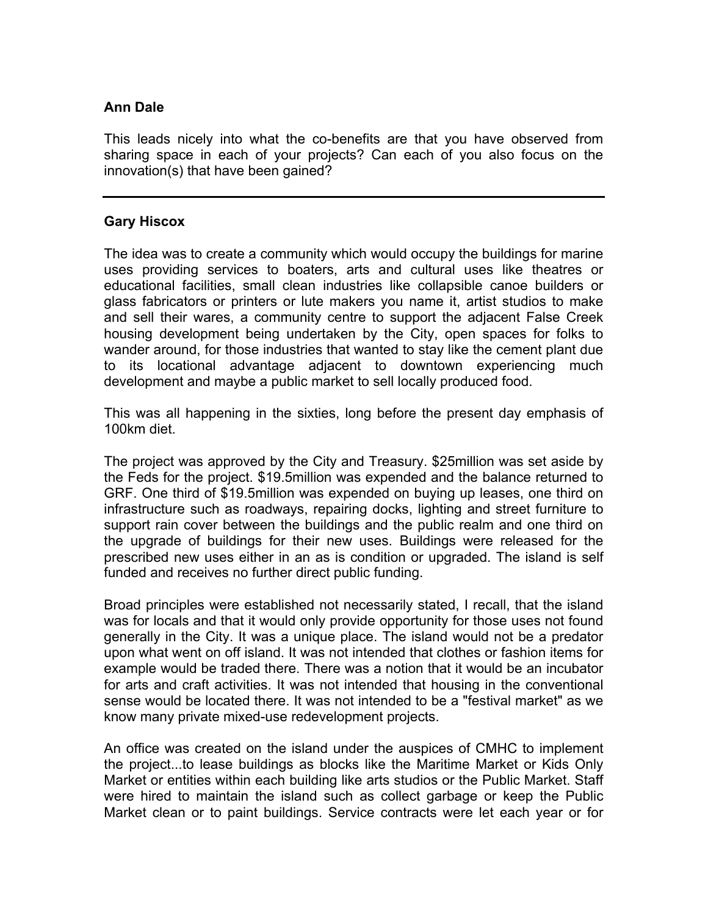**Ann Dale**

This leads nicely into what the co-benefits are that you have observed from sharing space in each of your projects? Can each of you also focus on the innovation(s) that have been gained?

---

**Gary Hiscox**

The idea was to create a community which would occupy the buildings for marine uses providing services to boaters, arts and cultural uses like theatres or educational facilities, small clean industries like collapsible canoe builders or glass fabricators or printers or lute makers you name it, artist studios to make and sell their wares, a community centre to support the adjacent False Creek housing development being undertaken by the City, open spaces for folks to wander around, for those industries that wanted to stay like the cement plant due to its locational advantage adjacent to downtown experiencing much development and maybe a public market to sell locally produced food.

This was all happening in the sixties, long before the present day emphasis of 100km diet.

The project was approved by the City and Treasury. $25million was set aside by the Feds for the project. $19.5million was expended and the balance returned to GRF. One third of $19.5million was expended on buying up leases, one third on infrastructure such as roadways, repairing docks, lighting and street furniture to support rain cover between the buildings and the public realm and one third on the upgrade of buildings for their new uses. Buildings were released for the prescribed new uses either in an as is condition or upgraded. The island is self funded and receives no further direct public funding.

Broad principles were established not necessarily stated, I recall, that the island was for locals and that it would only provide opportunity for those uses not found generally in the City. It was a unique place. The island would not be a predator upon what went on off island. It was not intended that clothes or fashion items for example would be traded there. There was a notion that it would be an incubator for arts and craft activities. It was not intended that housing in the conventional sense would be located there. It was not intended to be a "festival market" as we know many private mixed-use redevelopment projects.

An office was created on the island under the auspices of CMHC to implement the project...to lease buildings as blocks like the Maritime Market or Kids Only Market or entities within each building like arts studios or the Public Market. Staff were hired to maintain the island such as collect garbage or keep the Public Market clean or to paint buildings. Service contracts were let each year or for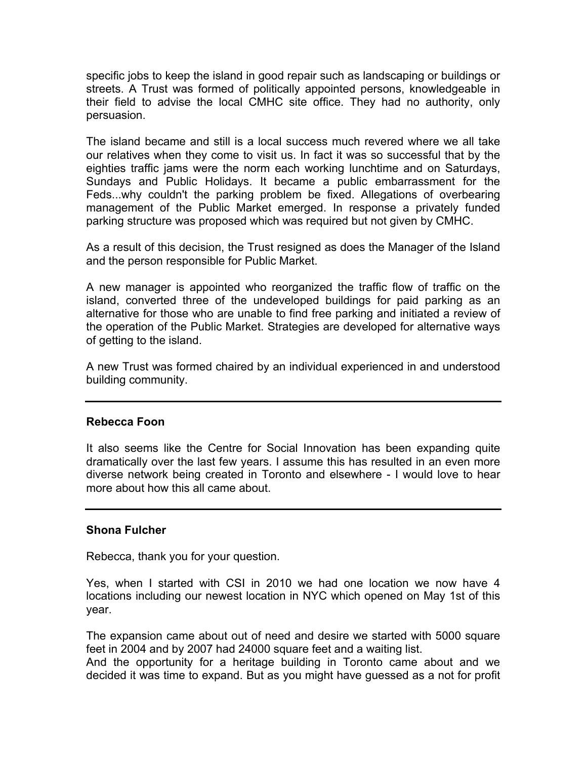specific jobs to keep the island in good repair such as landscaping or buildings or streets. A Trust was formed of politically appointed persons, knowledgeable in their field to advise the local CMHC site office. They had no authority, only persuasion.

The island became and still is a local success much revered where we all take our relatives when they come to visit us. In fact it was so successful that by the eighties traffic jams were the norm each working lunchtime and on Saturdays, Sundays and Public Holidays. It became a public embarrassment for the Feds...why couldn't the parking problem be fixed. Allegations of overbearing management of the Public Market emerged. In response a privately funded parking structure was proposed which was required but not given by CMHC.

As a result of this decision, the Trust resigned as does the Manager of the Island and the person responsible for Public Market.

A new manager is appointed who reorganized the traffic flow of traffic on the island, converted three of the undeveloped buildings for paid parking as an alternative for those who are unable to find free parking and initiated a review of the operation of the Public Market. Strategies are developed for alternative ways of getting to the island.

A new Trust was formed chaired by an individual experienced in and understood building community.

---

**Rebecca Foon**

It also seems like the Centre for Social Innovation has been expanding quite dramatically over the last few years. I assume this has resulted in an even more diverse network being created in Toronto and elsewhere - I would love to hear more about how this all came about.

---

**Shona Fulcher**

Rebecca, thank you for your question.

Yes, when I started with CSI in 2010 we had one location we now have 4 locations including our newest location in NYC which opened on May 1st of this year.

The expansion came about out of need and desire we started with 5000 square feet in 2004 and by 2007 had 24000 square feet and a waiting list.
And the opportunity for a heritage building in Toronto came about and we decided it was time to expand. But as you might have guessed as a not for profit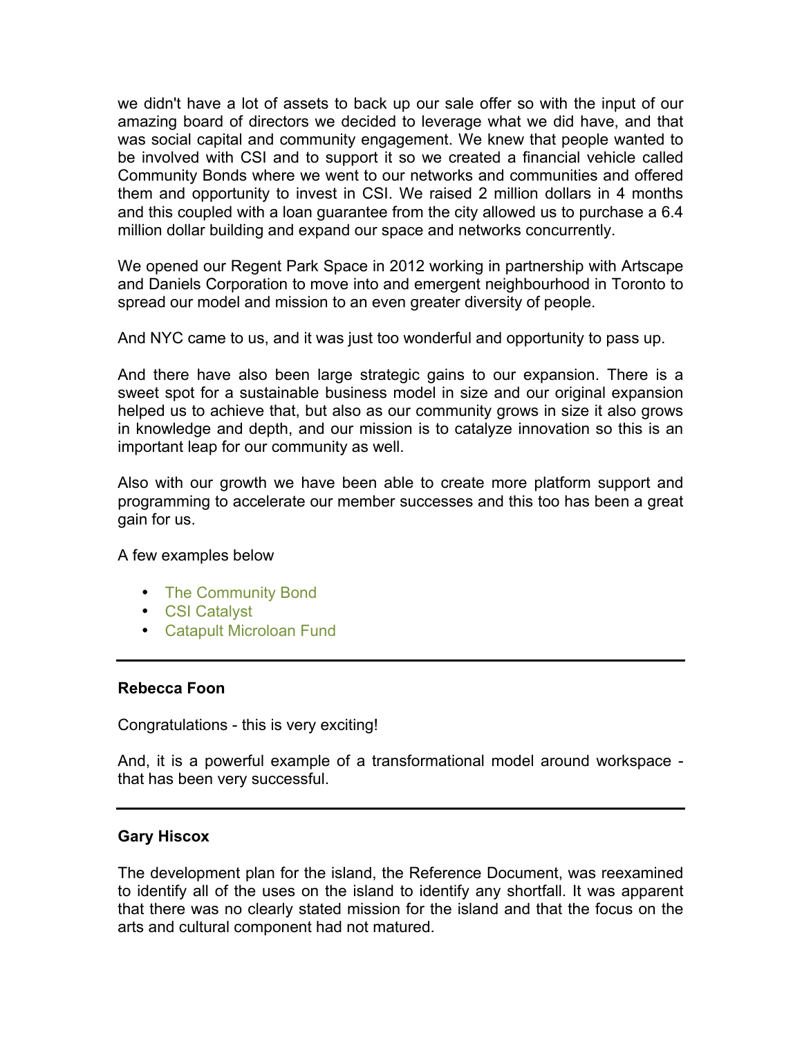we didn't have a lot of assets to back up our sale offer so with the input of our amazing board of directors we decided to leverage what we did have, and that was social capital and community engagement. We knew that people wanted to be involved with CSI and to support it so we created a financial vehicle called Community Bonds where we went to our networks and communities and offered them and opportunity to invest in CSI. We raised 2 million dollars in 4 months and this coupled with a loan guarantee from the city allowed us to purchase a 6.4 million dollar building and expand our space and networks concurrently.

We opened our Regent Park Space in 2012 working in partnership with Artscape and Daniels Corporation to move into and emergent neighbourhood in Toronto to spread our model and mission to an even greater diversity of people.

And NYC came to us, and it was just too wonderful and opportunity to pass up.

And there have also been large strategic gains to our expansion. There is a sweet spot for a sustainable business model in size and our original expansion helped us to achieve that, but also as our community grows in size it also grows in knowledge and depth, and our mission is to catalyze innovation so this is an important leap for our community as well.

Also with our growth we have been able to create more platform support and programming to accelerate our member successes and this too has been a great gain for us.

A few examples below

- The Community Bond
- CSI Catalyst
- Catapult Microloan Fund

---

**Rebecca Foon**

Congratulations - this is very exciting!

And, it is a powerful example of a transformational model around workspace - that has been very successful.

---

**Gary Hiscox**

The development plan for the island, the Reference Document, was reexamined to identify all of the uses on the island to identify any shortfall. It was apparent that there was no clearly stated mission for the island and that the focus on the arts and cultural component had not matured.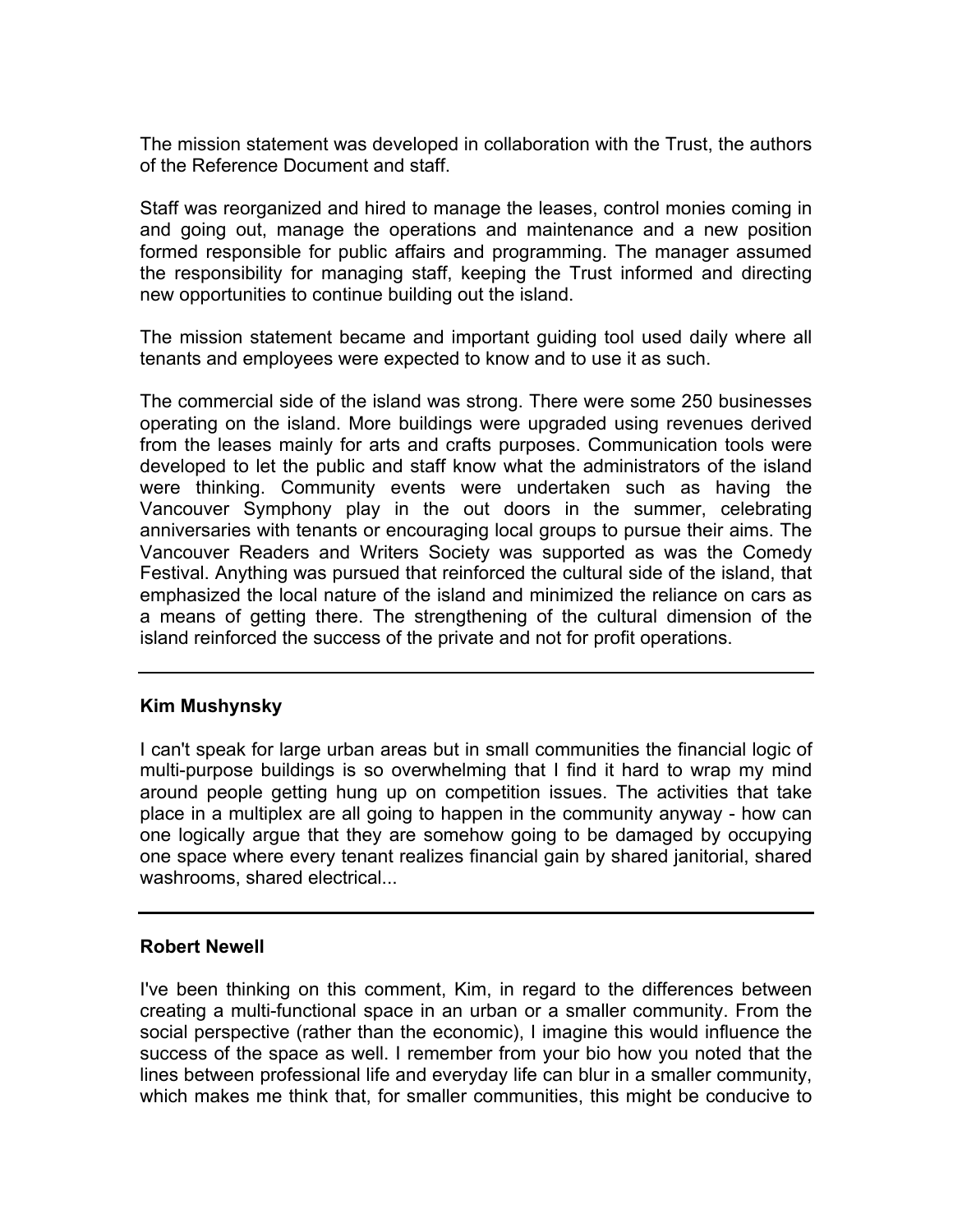The mission statement was developed in collaboration with the Trust, the authors of the Reference Document and staff.

Staff was reorganized and hired to manage the leases, control monies coming in and going out, manage the operations and maintenance and a new position formed responsible for public affairs and programming. The manager assumed the responsibility for managing staff, keeping the Trust informed and directing new opportunities to continue building out the island.

The mission statement became and important guiding tool used daily where all tenants and employees were expected to know and to use it as such.

The commercial side of the island was strong. There were some 250 businesses operating on the island. More buildings were upgraded using revenues derived from the leases mainly for arts and crafts purposes. Communication tools were developed to let the public and staff know what the administrators of the island were thinking. Community events were undertaken such as having the Vancouver Symphony play in the out doors in the summer, celebrating anniversaries with tenants or encouraging local groups to pursue their aims. The Vancouver Readers and Writers Society was supported as was the Comedy Festival. Anything was pursued that reinforced the cultural side of the island, that emphasized the local nature of the island and minimized the reliance on cars as a means of getting there. The strengthening of the cultural dimension of the island reinforced the success of the private and not for profit operations.

---

**Kim Mushynsky**

I can't speak for large urban areas but in small communities the financial logic of multi-purpose buildings is so overwhelming that I find it hard to wrap my mind around people getting hung up on competition issues. The activities that take place in a multiplex are all going to happen in the community anyway - how can one logically argue that they are somehow going to be damaged by occupying one space where every tenant realizes financial gain by shared janitorial, shared washrooms, shared electrical...

---

**Robert Newell**

I've been thinking on this comment, Kim, in regard to the differences between creating a multi-functional space in an urban or a smaller community. From the social perspective (rather than the economic), I imagine this would influence the success of the space as well. I remember from your bio how you noted that the lines between professional life and everyday life can blur in a smaller community, which makes me think that, for smaller communities, this might be conducive to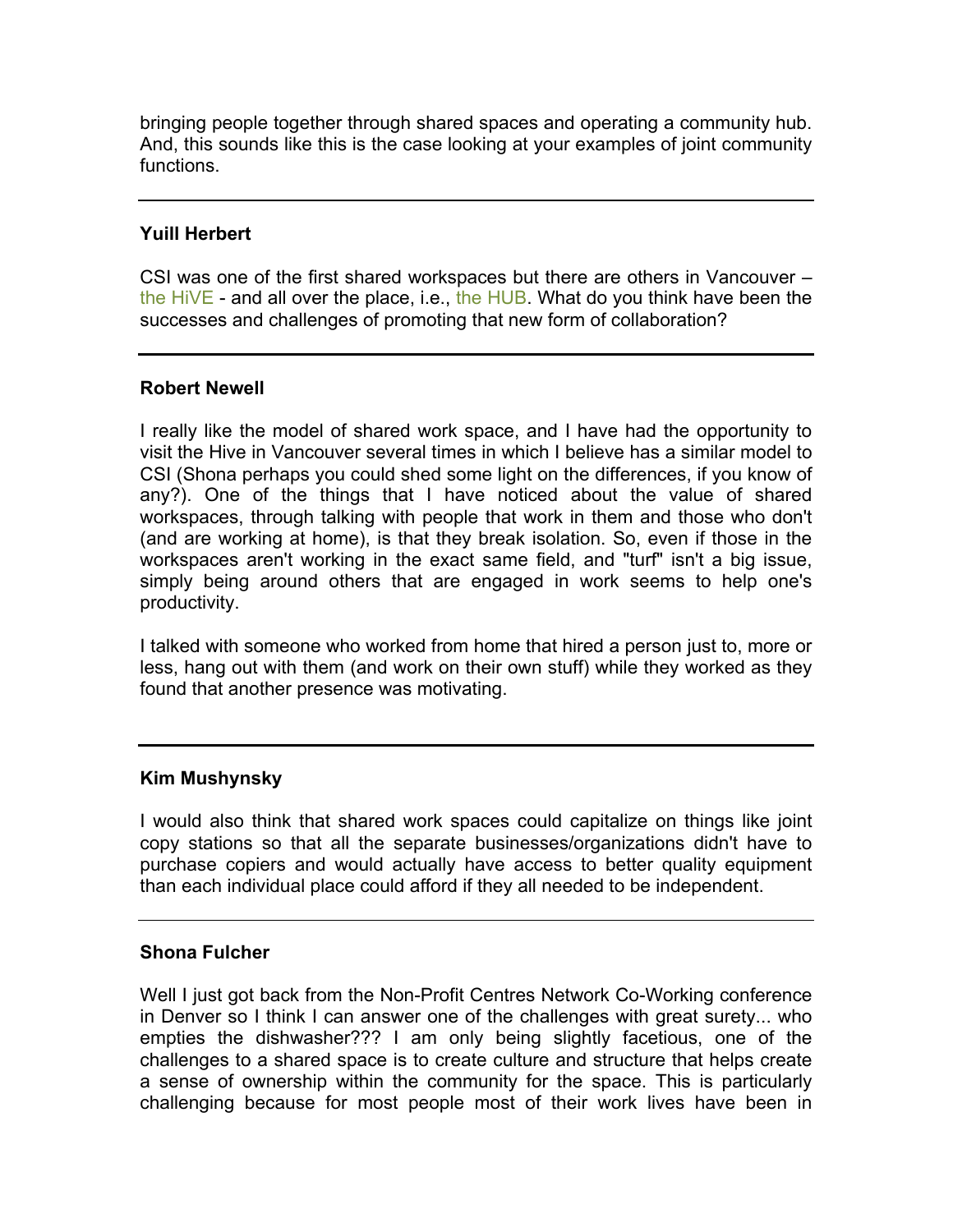bringing people together through shared spaces and operating a community hub. And, this sounds like this is the case looking at your examples of joint community functions.

---

**Yuill Herbert**

CSI was one of the first shared workspaces but there are others in Vancouver – the HiVE - and all over the place, i.e., the HUB. What do you think have been the successes and challenges of promoting that new form of collaboration?

---

**Robert Newell**

I really like the model of shared work space, and I have had the opportunity to visit the Hive in Vancouver several times in which I believe has a similar model to CSI (Shona perhaps you could shed some light on the differences, if you know of any?). One of the things that I have noticed about the value of shared workspaces, through talking with people that work in them and those who don't (and are working at home), is that they break isolation. So, even if those in the workspaces aren't working in the exact same field, and "turf" isn't a big issue, simply being around others that are engaged in work seems to help one's productivity.

I talked with someone who worked from home that hired a person just to, more or less, hang out with them (and work on their own stuff) while they worked as they found that another presence was motivating.

---

**Kim Mushynsky**

I would also think that shared work spaces could capitalize on things like joint copy stations so that all the separate businesses/organizations didn't have to purchase copiers and would actually have access to better quality equipment than each individual place could afford if they all needed to be independent.

---

**Shona Fulcher**

Well I just got back from the Non-Profit Centres Network Co-Working conference in Denver so I think I can answer one of the challenges with great surety... who empties the dishwasher??? I am only being slightly facetious, one of the challenges to a shared space is to create culture and structure that helps create a sense of ownership within the community for the space. This is particularly challenging because for most people most of their work lives have been in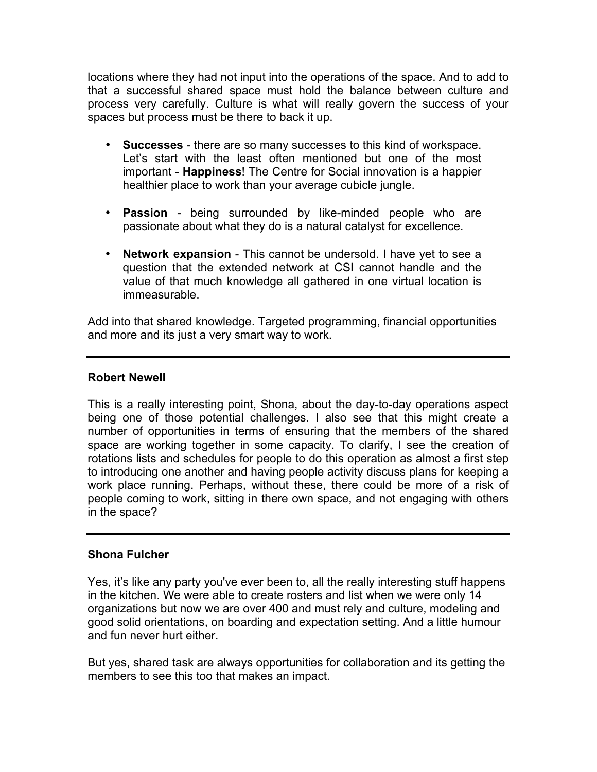locations where they had not input into the operations of the space. And to add to that a successful shared space must hold the balance between culture and process very carefully. Culture is what will really govern the success of your spaces but process must be there to back it up.

- **Successes** - there are so many successes to this kind of workspace. Let's start with the least often mentioned but one of the most important - **Happiness**! The Centre for Social innovation is a happier healthier place to work than your average cubicle jungle.

- **Passion** - being surrounded by like-minded people who are passionate about what they do is a natural catalyst for excellence.

- **Network expansion** - This cannot be undersold. I have yet to see a question that the extended network at CSI cannot handle and the value of that much knowledge all gathered in one virtual location is immeasurable.

Add into that shared knowledge. Targeted programming, financial opportunities and more and its just a very smart way to work.

---

**Robert Newell**

This is a really interesting point, Shona, about the day-to-day operations aspect being one of those potential challenges. I also see that this might create a number of opportunities in terms of ensuring that the members of the shared space are working together in some capacity. To clarify, I see the creation of rotations lists and schedules for people to do this operation as almost a first step to introducing one another and having people activity discuss plans for keeping a work place running. Perhaps, without these, there could be more of a risk of people coming to work, sitting in there own space, and not engaging with others in the space?

---

**Shona Fulcher**

Yes, it's like any party you've ever been to, all the really interesting stuff happens in the kitchen. We were able to create rosters and list when we were only 14 organizations but now we are over 400 and must rely and culture, modeling and good solid orientations, on boarding and expectation setting. And a little humour and fun never hurt either.

But yes, shared task are always opportunities for collaboration and its getting the members to see this too that makes an impact.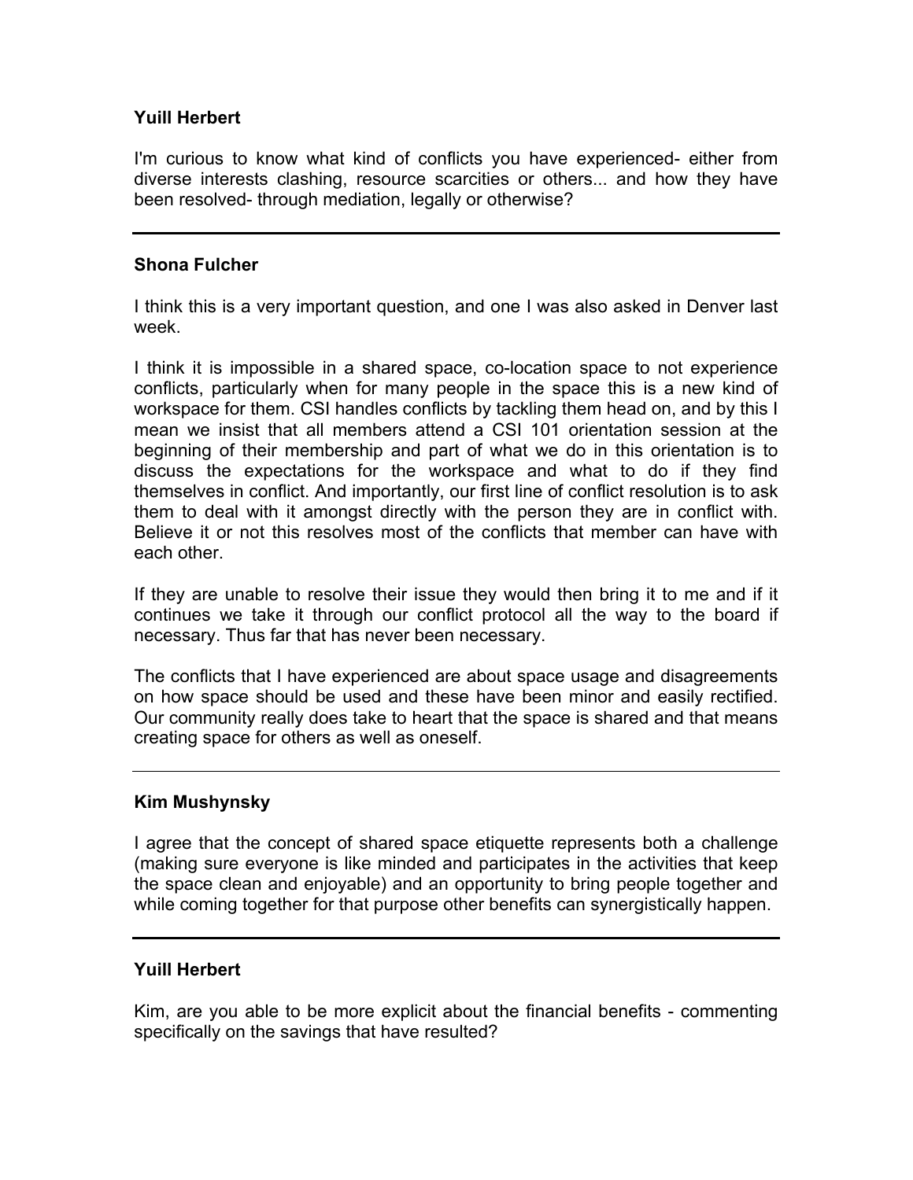**Yuill Herbert**

I'm curious to know what kind of conflicts you have experienced- either from diverse interests clashing, resource scarcities or others... and how they have been resolved- through mediation, legally or otherwise?

---

**Shona Fulcher**

I think this is a very important question, and one I was also asked in Denver last week.

I think it is impossible in a shared space, co-location space to not experience conflicts, particularly when for many people in the space this is a new kind of workspace for them. CSI handles conflicts by tackling them head on, and by this I mean we insist that all members attend a CSI 101 orientation session at the beginning of their membership and part of what we do in this orientation is to discuss the expectations for the workspace and what to do if they find themselves in conflict. And importantly, our first line of conflict resolution is to ask them to deal with it amongst directly with the person they are in conflict with. Believe it or not this resolves most of the conflicts that member can have with each other.

If they are unable to resolve their issue they would then bring it to me and if it continues we take it through our conflict protocol all the way to the board if necessary. Thus far that has never been necessary.

The conflicts that I have experienced are about space usage and disagreements on how space should be used and these have been minor and easily rectified. Our community really does take to heart that the space is shared and that means creating space for others as well as oneself.

---

**Kim Mushynsky**

I agree that the concept of shared space etiquette represents both a challenge (making sure everyone is like minded and participates in the activities that keep the space clean and enjoyable) and an opportunity to bring people together and while coming together for that purpose other benefits can synergistically happen.

---

**Yuill Herbert**

Kim, are you able to be more explicit about the financial benefits - commenting specifically on the savings that have resulted?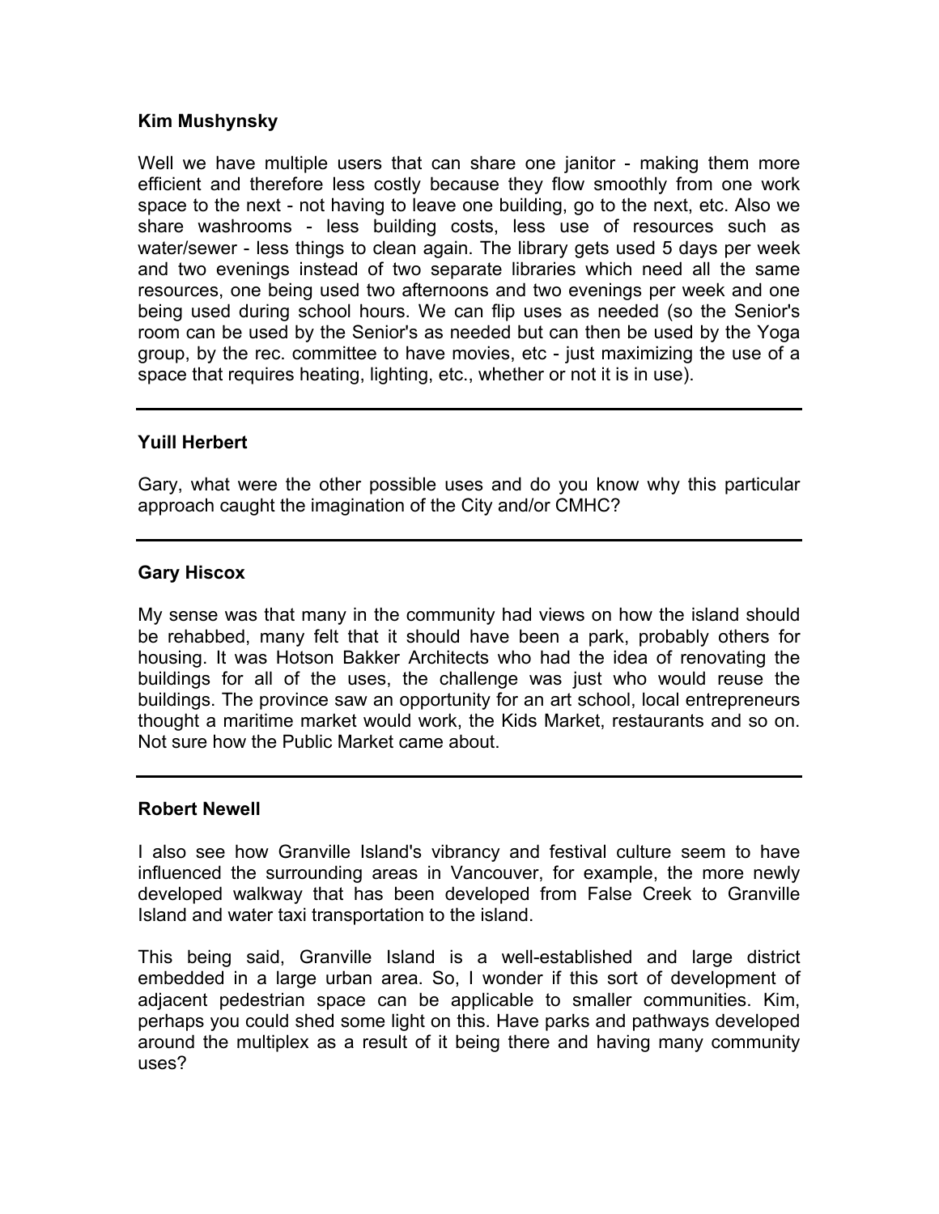**Kim Mushynsky**

Well we have multiple users that can share one janitor - making them more efficient and therefore less costly because they flow smoothly from one work space to the next - not having to leave one building, go to the next, etc. Also we share washrooms - less building costs, less use of resources such as water/sewer - less things to clean again. The library gets used 5 days per week and two evenings instead of two separate libraries which need all the same resources, one being used two afternoons and two evenings per week and one being used during school hours. We can flip uses as needed (so the Senior's room can be used by the Senior's as needed but can then be used by the Yoga group, by the rec. committee to have movies, etc - just maximizing the use of a space that requires heating, lighting, etc., whether or not it is in use).

---

**Yuill Herbert**

Gary, what were the other possible uses and do you know why this particular approach caught the imagination of the City and/or CMHC?

---

**Gary Hiscox**

My sense was that many in the community had views on how the island should be rehabbed, many felt that it should have been a park, probably others for housing. It was Hotson Bakker Architects who had the idea of renovating the buildings for all of the uses, the challenge was just who would reuse the buildings. The province saw an opportunity for an art school, local entrepreneurs thought a maritime market would work, the Kids Market, restaurants and so on. Not sure how the Public Market came about.

---

**Robert Newell**

I also see how Granville Island's vibrancy and festival culture seem to have influenced the surrounding areas in Vancouver, for example, the more newly developed walkway that has been developed from False Creek to Granville Island and water taxi transportation to the island.

This being said, Granville Island is a well-established and large district embedded in a large urban area. So, I wonder if this sort of development of adjacent pedestrian space can be applicable to smaller communities. Kim, perhaps you could shed some light on this. Have parks and pathways developed around the multiplex as a result of it being there and having many community uses?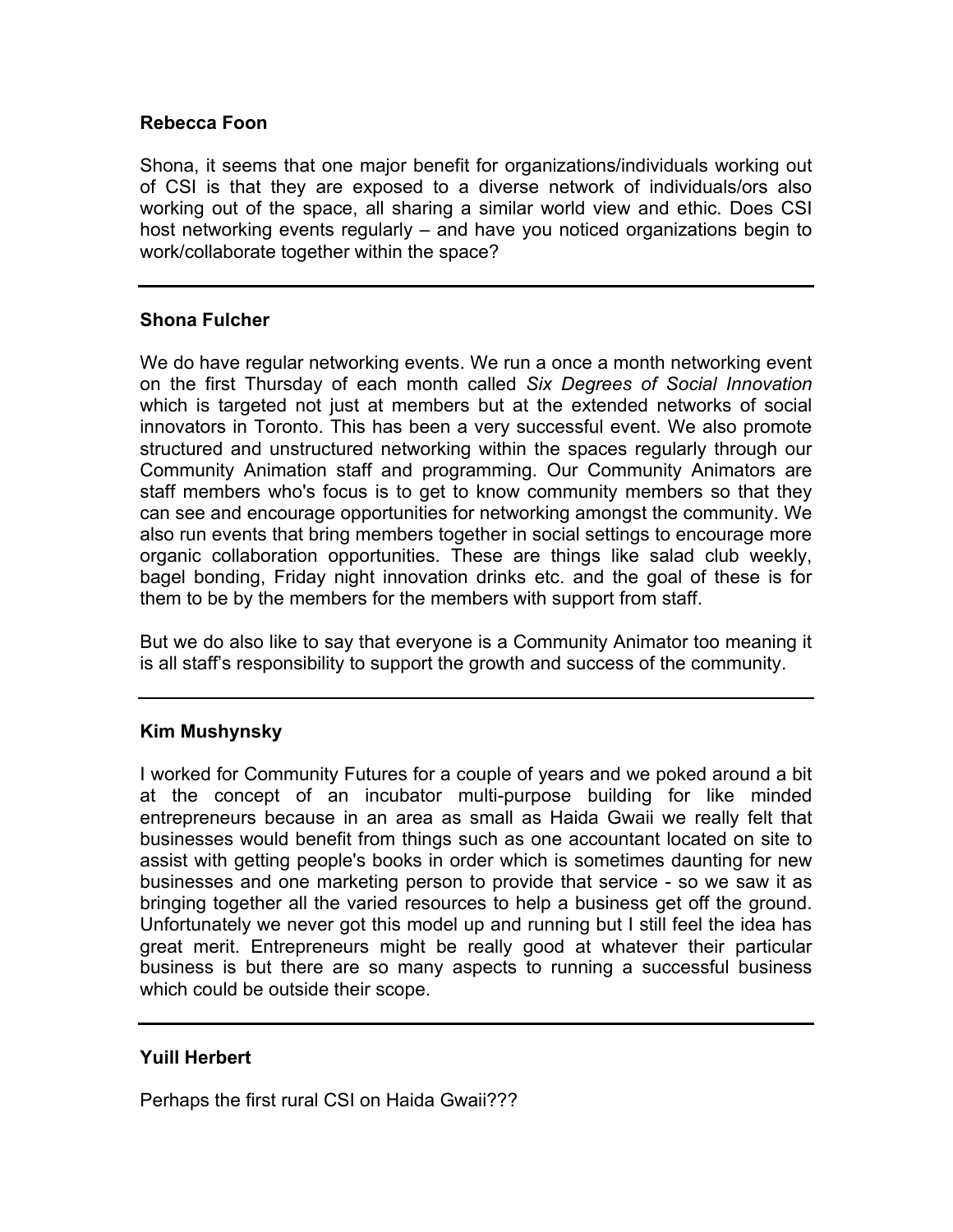**Rebecca Foon**

Shona, it seems that one major benefit for organizations/individuals working out of CSI is that they are exposed to a diverse network of individuals/ors also working out of the space, all sharing a similar world view and ethic. Does CSI host networking events regularly – and have you noticed organizations begin to work/collaborate together within the space?

---

**Shona Fulcher**

We do have regular networking events. We run a once a month networking event on the first Thursday of each month called *Six Degrees of Social Innovation* which is targeted not just at members but at the extended networks of social innovators in Toronto. This has been a very successful event. We also promote structured and unstructured networking within the spaces regularly through our Community Animation staff and programming. Our Community Animators are staff members who's focus is to get to know community members so that they can see and encourage opportunities for networking amongst the community. We also run events that bring members together in social settings to encourage more organic collaboration opportunities. These are things like salad club weekly, bagel bonding, Friday night innovation drinks etc. and the goal of these is for them to be by the members for the members with support from staff.

But we do also like to say that everyone is a Community Animator too meaning it is all staff's responsibility to support the growth and success of the community.

---

**Kim Mushynsky**

I worked for Community Futures for a couple of years and we poked around a bit at the concept of an incubator multi-purpose building for like minded entrepreneurs because in an area as small as Haida Gwaii we really felt that businesses would benefit from things such as one accountant located on site to assist with getting people's books in order which is sometimes daunting for new businesses and one marketing person to provide that service - so we saw it as bringing together all the varied resources to help a business get off the ground. Unfortunately we never got this model up and running but I still feel the idea has great merit. Entrepreneurs might be really good at whatever their particular business is but there are so many aspects to running a successful business which could be outside their scope.

---

**Yuill Herbert**

Perhaps the first rural CSI on Haida Gwaii???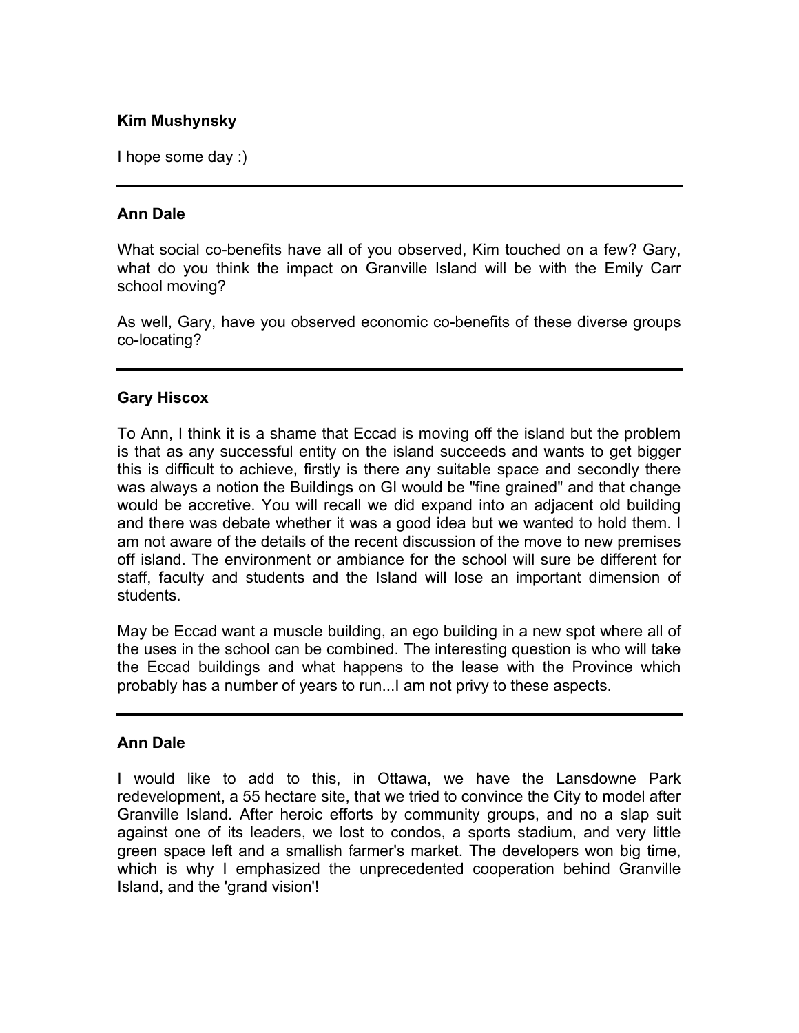**Kim Mushynsky**

I hope some day :)

---

**Ann Dale**

What social co-benefits have all of you observed, Kim touched on a few? Gary, what do you think the impact on Granville Island will be with the Emily Carr school moving?

As well, Gary, have you observed economic co-benefits of these diverse groups co-locating?

---

**Gary Hiscox**

To Ann, I think it is a shame that Eccad is moving off the island but the problem is that as any successful entity on the island succeeds and wants to get bigger this is difficult to achieve, firstly is there any suitable space and secondly there was always a notion the Buildings on GI would be "fine grained" and that change would be accretive. You will recall we did expand into an adjacent old building and there was debate whether it was a good idea but we wanted to hold them. I am not aware of the details of the recent discussion of the move to new premises off island. The environment or ambiance for the school will sure be different for staff, faculty and students and the Island will lose an important dimension of students.

May be Eccad want a muscle building, an ego building in a new spot where all of the uses in the school can be combined. The interesting question is who will take the Eccad buildings and what happens to the lease with the Province which probably has a number of years to run...I am not privy to these aspects.

---

**Ann Dale**

I would like to add to this, in Ottawa, we have the Lansdowne Park redevelopment, a 55 hectare site, that we tried to convince the City to model after Granville Island. After heroic efforts by community groups, and no a slap suit against one of its leaders, we lost to condos, a sports stadium, and very little green space left and a smallish farmer's market. The developers won big time, which is why I emphasized the unprecedented cooperation behind Granville Island, and the 'grand vision'!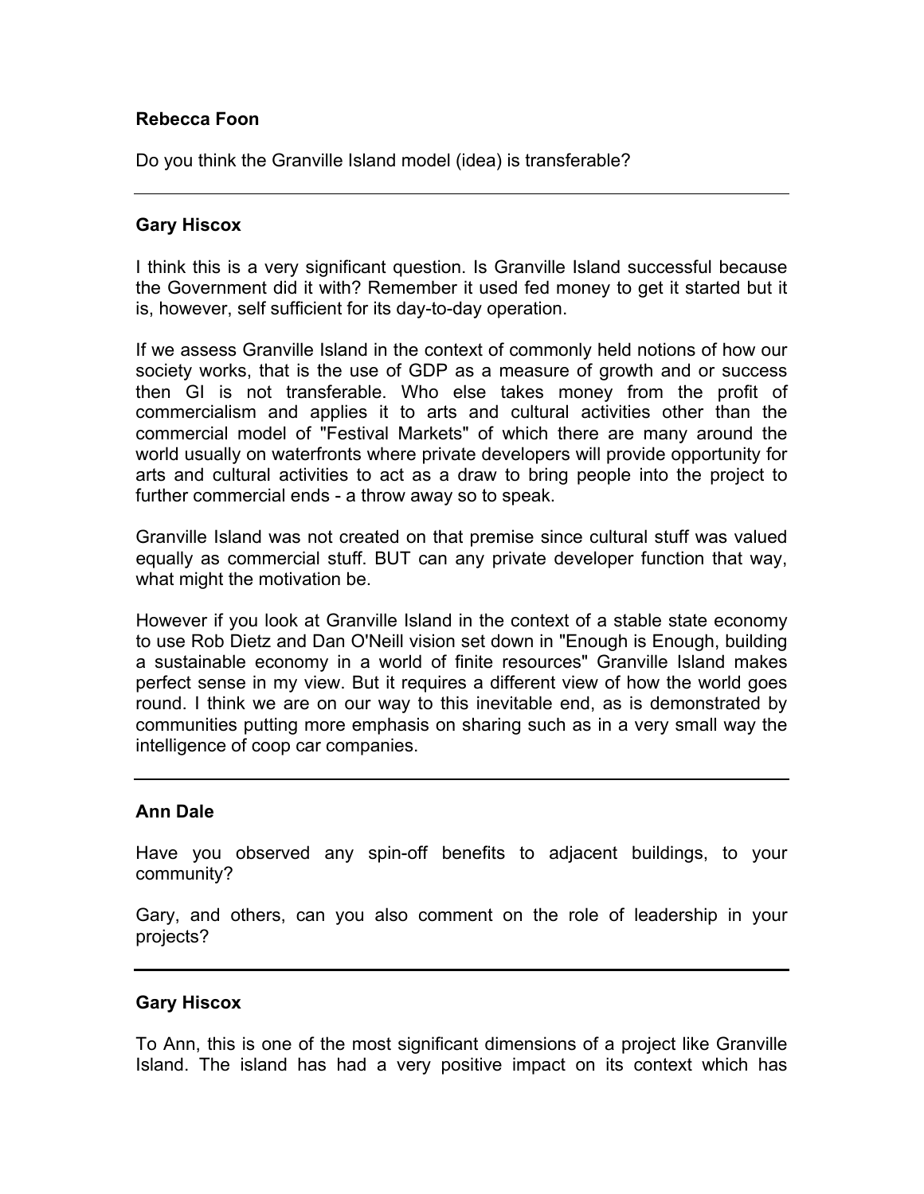**Rebecca Foon**

Do you think the Granville Island model (idea) is transferable?

---

**Gary Hiscox**

I think this is a very significant question. Is Granville Island successful because the Government did it with? Remember it used fed money to get it started but it is, however, self sufficient for its day-to-day operation.

If we assess Granville Island in the context of commonly held notions of how our society works, that is the use of GDP as a measure of growth and or success then GI is not transferable. Who else takes money from the profit of commercialism and applies it to arts and cultural activities other than the commercial model of "Festival Markets" of which there are many around the world usually on waterfronts where private developers will provide opportunity for arts and cultural activities to act as a draw to bring people into the project to further commercial ends - a throw away so to speak.

Granville Island was not created on that premise since cultural stuff was valued equally as commercial stuff. BUT can any private developer function that way, what might the motivation be.

However if you look at Granville Island in the context of a stable state economy to use Rob Dietz and Dan O'Neill vision set down in "Enough is Enough, building a sustainable economy in a world of finite resources" Granville Island makes perfect sense in my view. But it requires a different view of how the world goes round. I think we are on our way to this inevitable end, as is demonstrated by communities putting more emphasis on sharing such as in a very small way the intelligence of coop car companies.

---

**Ann Dale**

Have you observed any spin-off benefits to adjacent buildings, to your community?

Gary, and others, can you also comment on the role of leadership in your projects?

---

**Gary Hiscox**

To Ann, this is one of the most significant dimensions of a project like Granville Island. The island has had a very positive impact on its context which has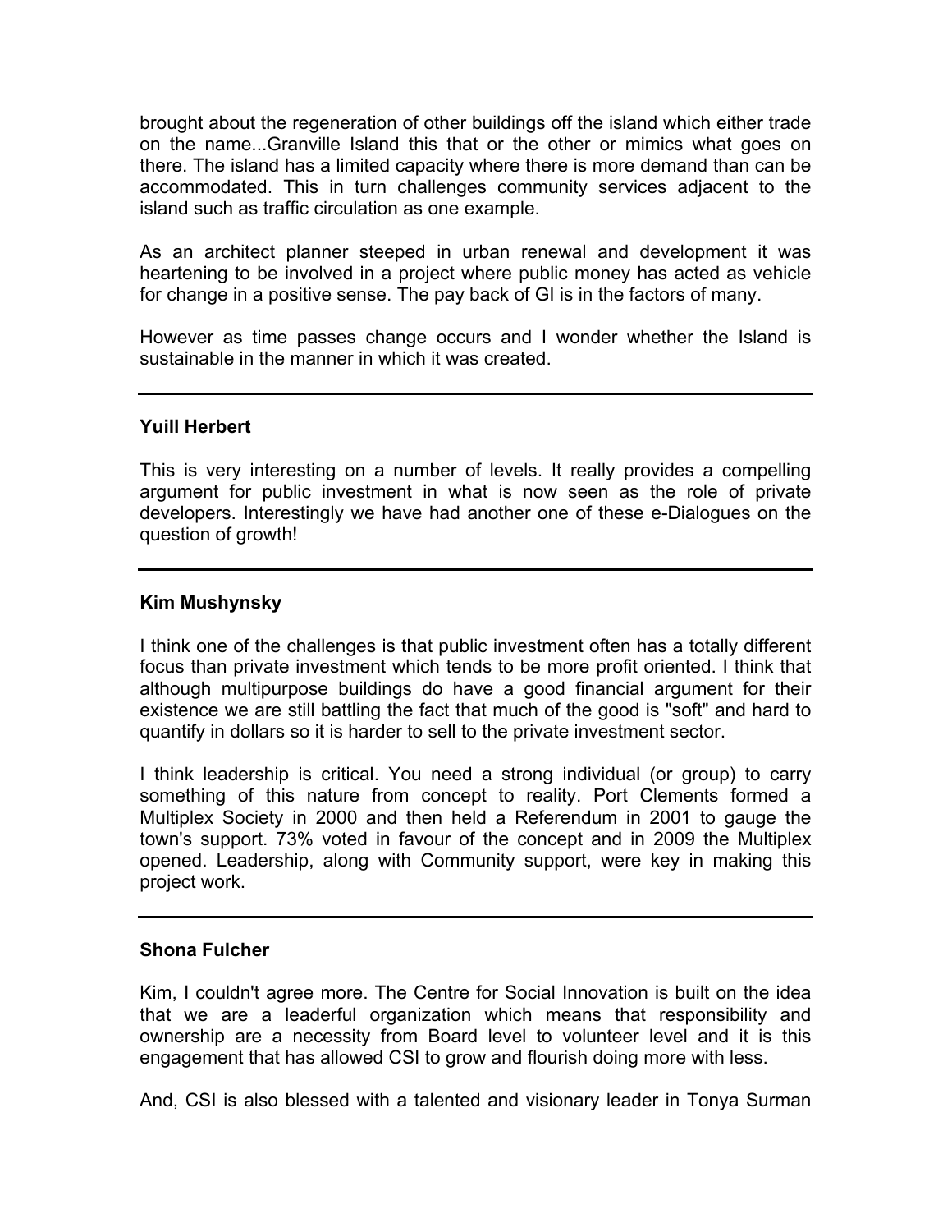brought about the regeneration of other buildings off the island which either trade on the name...Granville Island this that or the other or mimics what goes on there. The island has a limited capacity where there is more demand than can be accommodated. This in turn challenges community services adjacent to the island such as traffic circulation as one example.

As an architect planner steeped in urban renewal and development it was heartening to be involved in a project where public money has acted as vehicle for change in a positive sense. The pay back of GI is in the factors of many.

However as time passes change occurs and I wonder whether the Island is sustainable in the manner in which it was created.

---

**Yuill Herbert**

This is very interesting on a number of levels. It really provides a compelling argument for public investment in what is now seen as the role of private developers. Interestingly we have had another one of these e-Dialogues on the question of growth!

---

**Kim Mushynsky**

I think one of the challenges is that public investment often has a totally different focus than private investment which tends to be more profit oriented. I think that although multipurpose buildings do have a good financial argument for their existence we are still battling the fact that much of the good is "soft" and hard to quantify in dollars so it is harder to sell to the private investment sector.

I think leadership is critical. You need a strong individual (or group) to carry something of this nature from concept to reality. Port Clements formed a Multiplex Society in 2000 and then held a Referendum in 2001 to gauge the town's support. 73% voted in favour of the concept and in 2009 the Multiplex opened. Leadership, along with Community support, were key in making this project work.

---

**Shona Fulcher**

Kim, I couldn't agree more. The Centre for Social Innovation is built on the idea that we are a leaderful organization which means that responsibility and ownership are a necessity from Board level to volunteer level and it is this engagement that has allowed CSI to grow and flourish doing more with less.

And, CSI is also blessed with a talented and visionary leader in Tonya Surman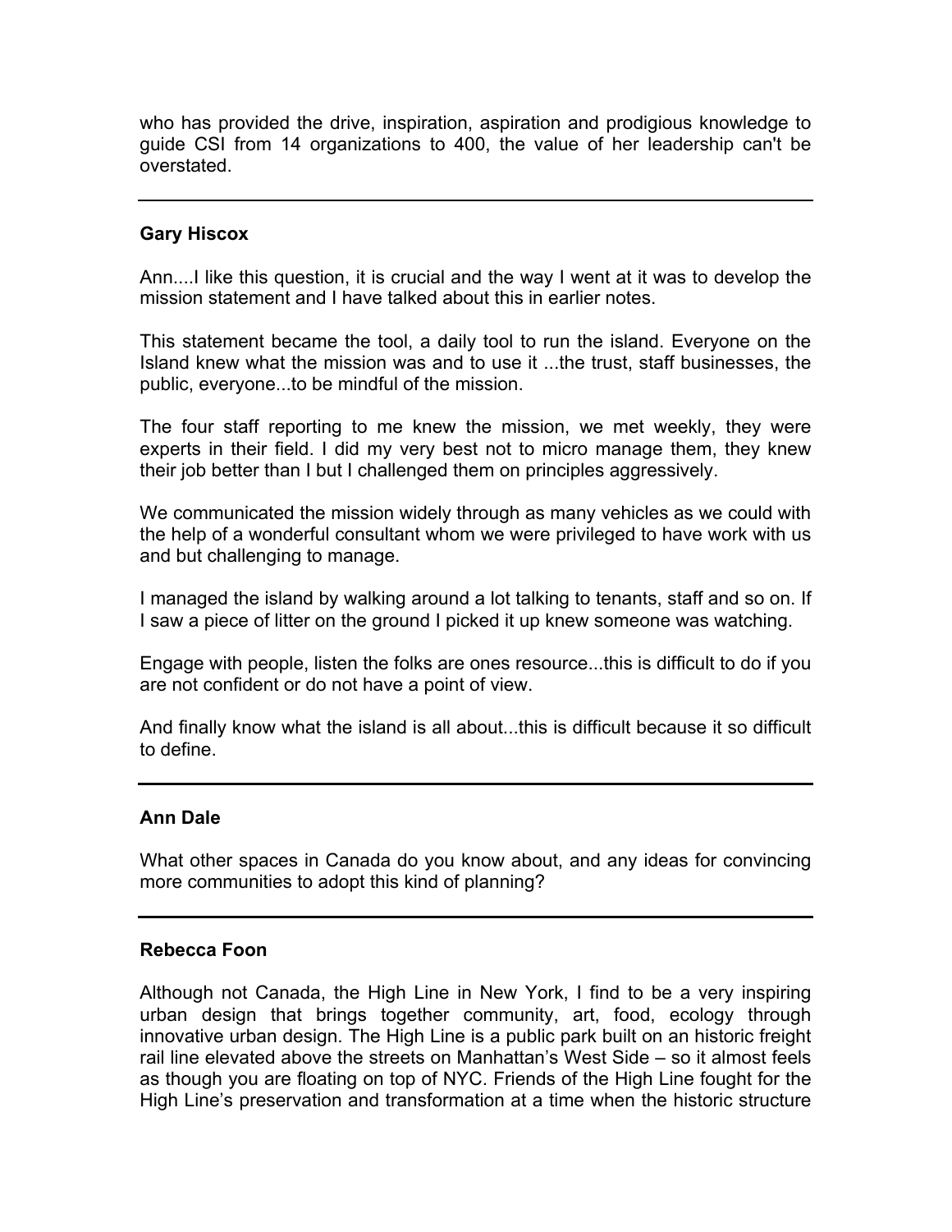who has provided the drive, inspiration, aspiration and prodigious knowledge to guide CSI from 14 organizations to 400, the value of her leadership can't be overstated.

---

**Gary Hiscox**

Ann....I like this question, it is crucial and the way I went at it was to develop the mission statement and I have talked about this in earlier notes.

This statement became the tool, a daily tool to run the island. Everyone on the Island knew what the mission was and to use it ...the trust, staff businesses, the public, everyone...to be mindful of the mission.

The four staff reporting to me knew the mission, we met weekly, they were experts in their field. I did my very best not to micro manage them, they knew their job better than I but I challenged them on principles aggressively.

We communicated the mission widely through as many vehicles as we could with the help of a wonderful consultant whom we were privileged to have work with us and but challenging to manage.

I managed the island by walking around a lot talking to tenants, staff and so on. If I saw a piece of litter on the ground I picked it up knew someone was watching.

Engage with people, listen the folks are ones resource...this is difficult to do if you are not confident or do not have a point of view.

And finally know what the island is all about...this is difficult because it so difficult to define.

---

**Ann Dale**

What other spaces in Canada do you know about, and any ideas for convincing more communities to adopt this kind of planning?

---

**Rebecca Foon**

Although not Canada, the High Line in New York, I find to be a very inspiring urban design that brings together community, art, food, ecology through innovative urban design. The High Line is a public park built on an historic freight rail line elevated above the streets on Manhattan's West Side – so it almost feels as though you are floating on top of NYC. Friends of the High Line fought for the High Line's preservation and transformation at a time when the historic structure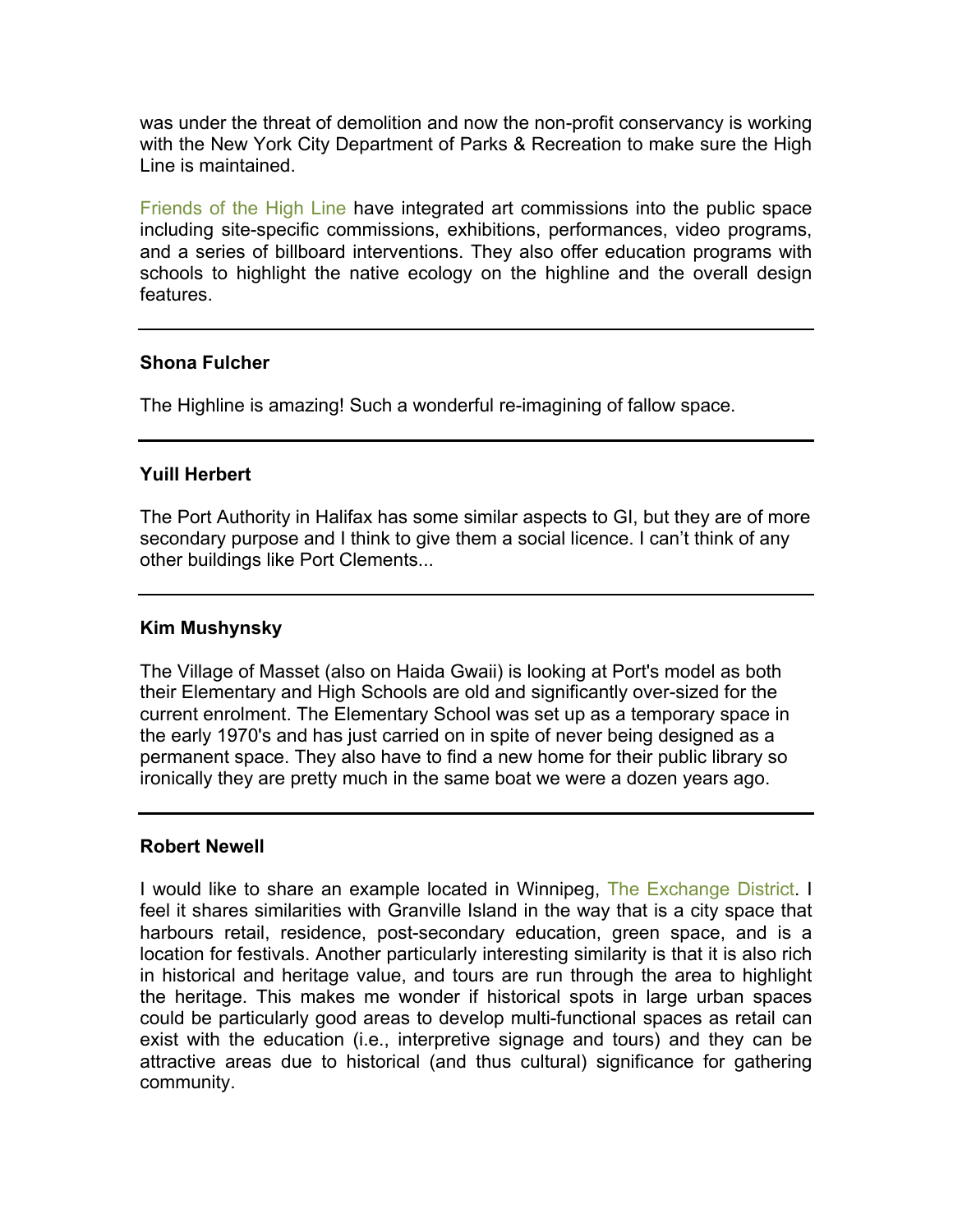was under the threat of demolition and now the non-profit conservancy is working with the New York City Department of Parks & Recreation to make sure the High Line is maintained.

Friends of the High Line have integrated art commissions into the public space including site-specific commissions, exhibitions, performances, video programs, and a series of billboard interventions. They also offer education programs with schools to highlight the native ecology on the highline and the overall design features.

---

**Shona Fulcher**

The Highline is amazing! Such a wonderful re-imagining of fallow space.

---

**Yuill Herbert**

The Port Authority in Halifax has some similar aspects to GI, but they are of more secondary purpose and I think to give them a social licence. I can't think of any other buildings like Port Clements...

---

**Kim Mushynsky**

The Village of Masset (also on Haida Gwaii) is looking at Port's model as both their Elementary and High Schools are old and significantly over-sized for the current enrolment. The Elementary School was set up as a temporary space in the early 1970's and has just carried on in spite of never being designed as a permanent space. They also have to find a new home for their public library so ironically they are pretty much in the same boat we were a dozen years ago.

---

**Robert Newell**

I would like to share an example located in Winnipeg, The Exchange District. I feel it shares similarities with Granville Island in the way that is a city space that harbours retail, residence, post-secondary education, green space, and is a location for festivals. Another particularly interesting similarity is that it is also rich in historical and heritage value, and tours are run through the area to highlight the heritage. This makes me wonder if historical spots in large urban spaces could be particularly good areas to develop multi-functional spaces as retail can exist with the education (i.e., interpretive signage and tours) and they can be attractive areas due to historical (and thus cultural) significance for gathering community.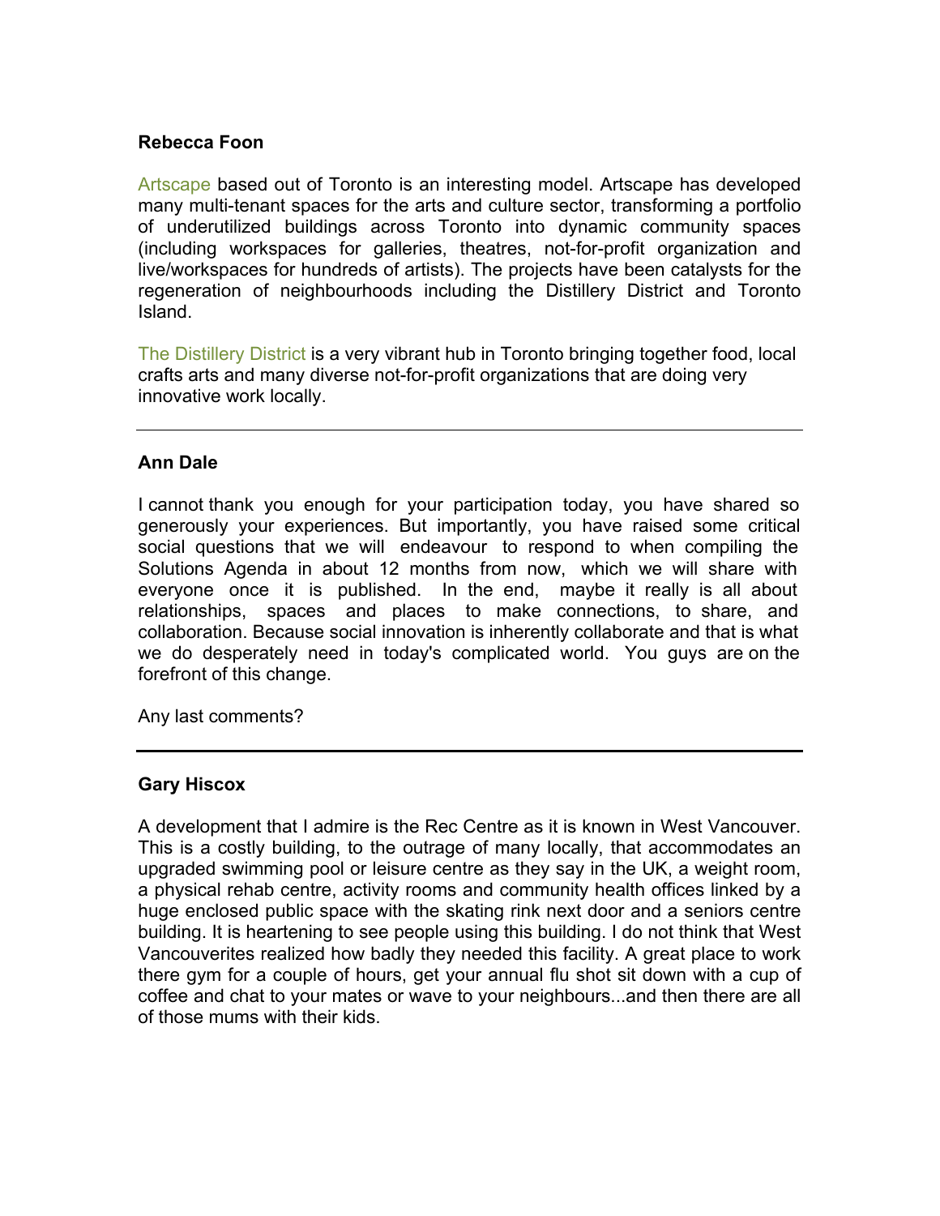**Rebecca Foon**

Artscape based out of Toronto is an interesting model. Artscape has developed many multi-tenant spaces for the arts and culture sector, transforming a portfolio of underutilized buildings across Toronto into dynamic community spaces (including workspaces for galleries, theatres, not-for-profit organization and live/workspaces for hundreds of artists). The projects have been catalysts for the regeneration of neighbourhoods including the Distillery District and Toronto Island.

The Distillery District is a very vibrant hub in Toronto bringing together food, local crafts arts and many diverse not-for-profit organizations that are doing very innovative work locally.

---

**Ann Dale**

I cannot thank you enough for your participation today, you have shared so generously your experiences. But importantly, you have raised some critical social questions that we will endeavour to respond to when compiling the Solutions Agenda in about 12 months from now, which we will share with everyone once it is published. In the end, maybe it really is all about relationships, spaces and places to make connections, to share, and collaboration. Because social innovation is inherently collaborate and that is what we do desperately need in today's complicated world. You guys are on the forefront of this change.

Any last comments?

---

**Gary Hiscox**

A development that I admire is the Rec Centre as it is known in West Vancouver. This is a costly building, to the outrage of many locally, that accommodates an upgraded swimming pool or leisure centre as they say in the UK, a weight room, a physical rehab centre, activity rooms and community health offices linked by a huge enclosed public space with the skating rink next door and a seniors centre building. It is heartening to see people using this building. I do not think that West Vancouverites realized how badly they needed this facility. A great place to work there gym for a couple of hours, get your annual flu shot sit down with a cup of coffee and chat to your mates or wave to your neighbours...and then there are all of those mums with their kids.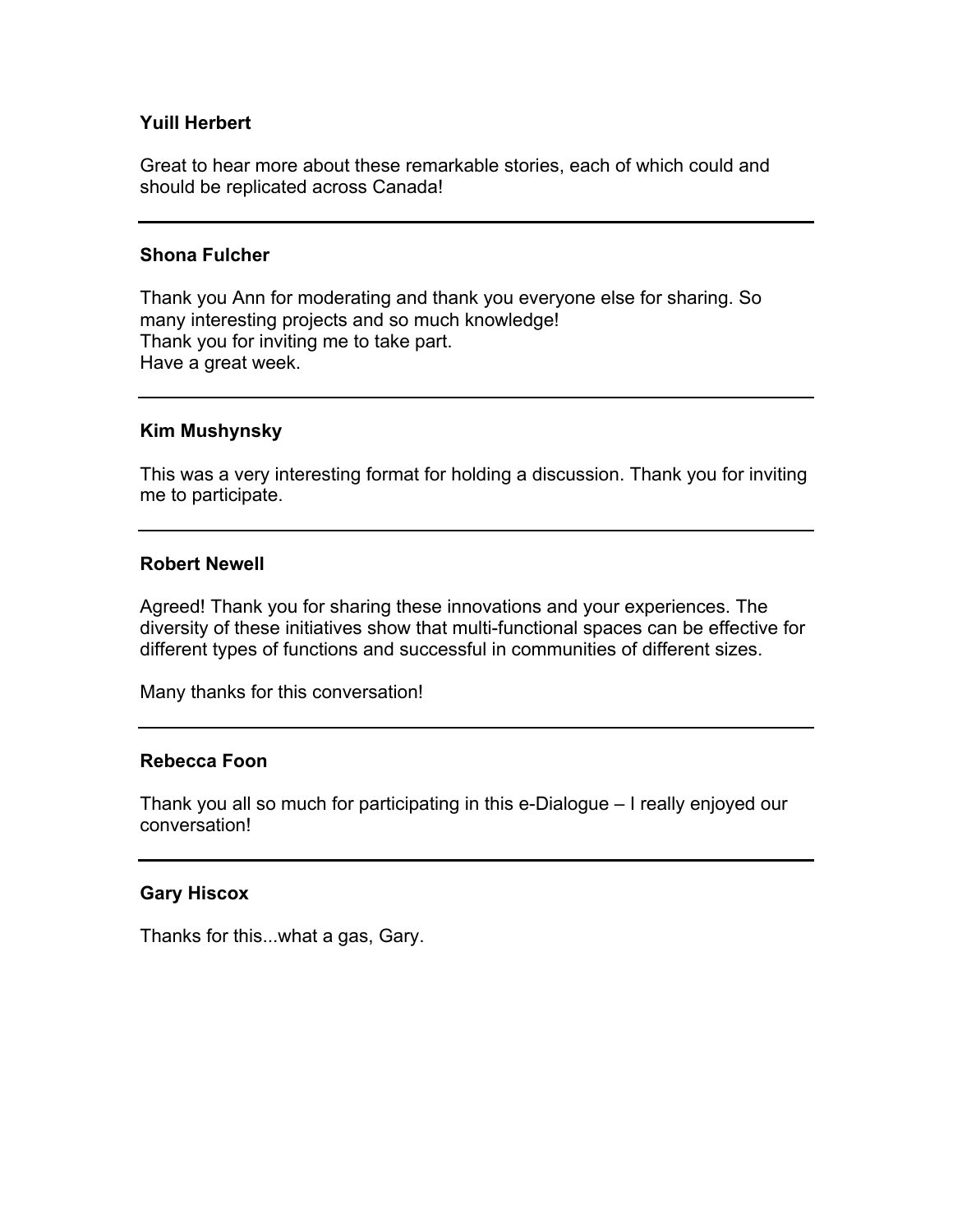**Yuill Herbert**

Great to hear more about these remarkable stories, each of which could and should be replicated across Canada!

---

**Shona Fulcher**

Thank you Ann for moderating and thank you everyone else for sharing. So many interesting projects and so much knowledge!
Thank you for inviting me to take part.
Have a great week.

---

**Kim Mushynsky**

This was a very interesting format for holding a discussion. Thank you for inviting me to participate.

---

**Robert Newell**

Agreed! Thank you for sharing these innovations and your experiences. The diversity of these initiatives show that multi-functional spaces can be effective for different types of functions and successful in communities of different sizes.

Many thanks for this conversation!

---

**Rebecca Foon**

Thank you all so much for participating in this e-Dialogue – I really enjoyed our conversation!

---

**Gary Hiscox**

Thanks for this...what a gas, Gary.